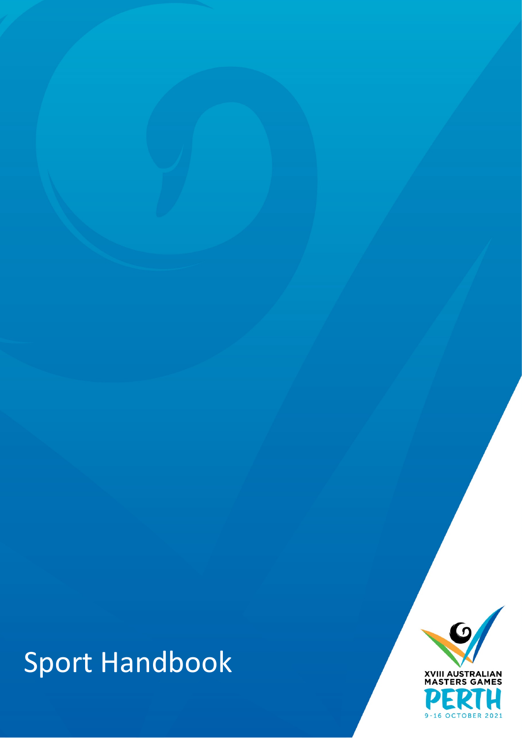# Sport Handbook

XVIII AUSTRALIAN MASTERS GAMES

PERTH

9-16 OCTOBER 2021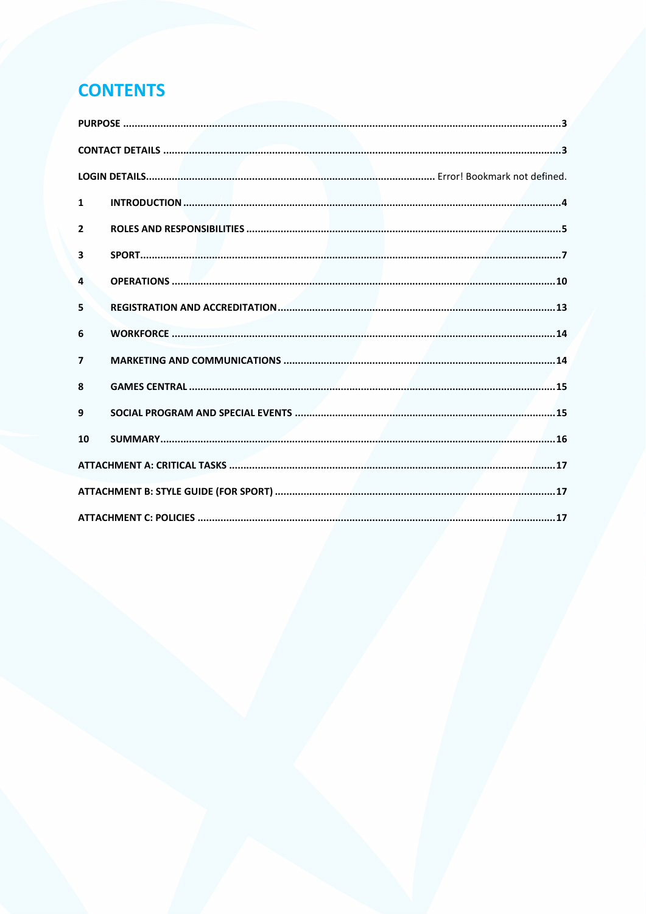# CONTENTS

PURPOSE .....3

CONTACT DETAILS .....3

LOGIN DETAILS..... Error! Bookmark not defined.

1 INTRODUCTION .....4

2 ROLES AND RESPONSIBILITIES .....5

3 SPORT.....7

4 OPERATIONS .....10

5 REGISTRATION AND ACCREDITATION.....13

6 WORKFORCE .....14

7 MARKETING AND COMMUNICATIONS .....14

8 GAMES CENTRAL .....15

9 SOCIAL PROGRAM AND SPECIAL EVENTS .....15

10 SUMMARY.....16

ATTACHMENT A: CRITICAL TASKS .....17

ATTACHMENT B: STYLE GUIDE (FOR SPORT) .....17

ATTACHMENT C: POLICIES .....17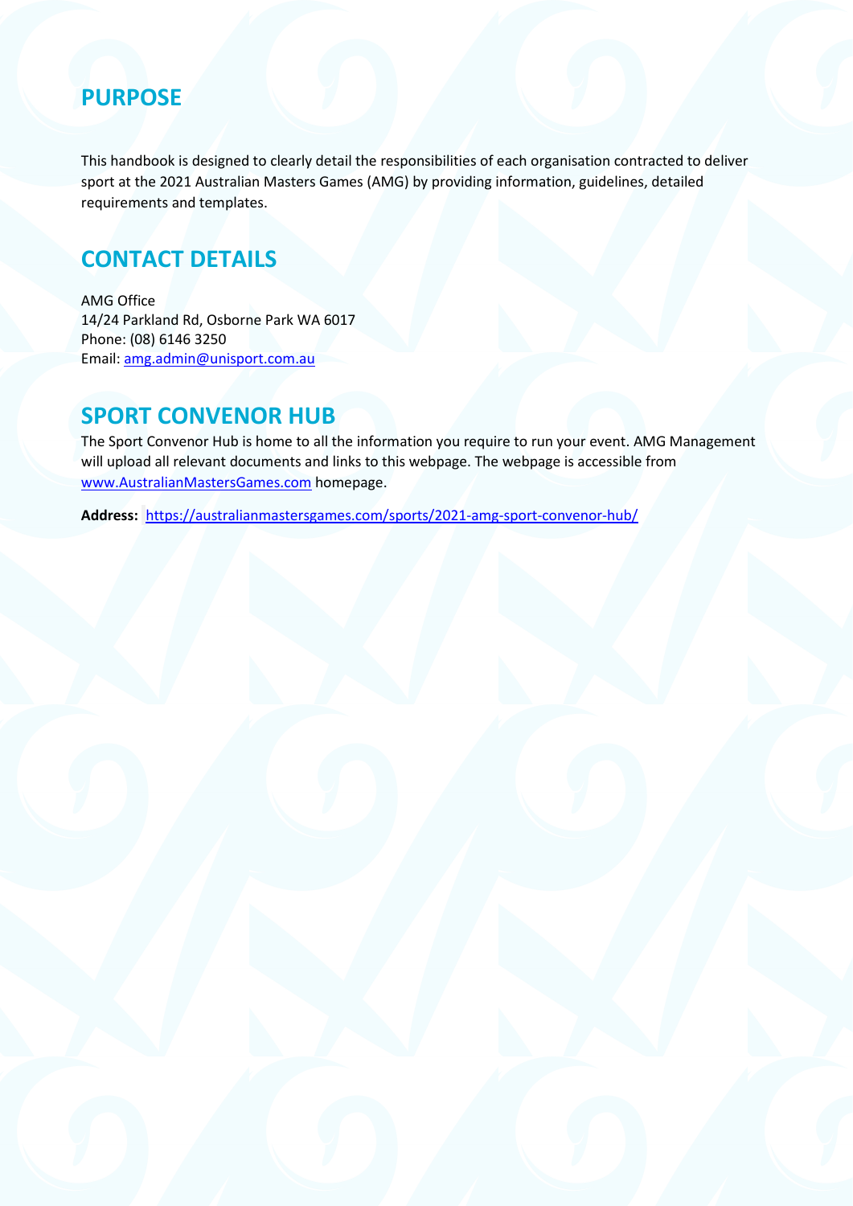# PURPOSE

This handbook is designed to clearly detail the responsibilities of each organisation contracted to deliver sport at the 2021 Australian Masters Games (AMG) by providing information, guidelines, detailed requirements and templates.

# CONTACT DETAILS

AMG Office
14/24 Parkland Rd, Osborne Park WA 6017
Phone: (08) 6146 3250
Email: amg.admin@unisport.com.au

# SPORT CONVENOR HUB

The Sport Convenor Hub is home to all the information you require to run your event. AMG Management will upload all relevant documents and links to this webpage. The webpage is accessible from www.AustralianMastersGames.com homepage.

**Address:** https://australianmastersgames.com/sports/2021-amg-sport-convenor-hub/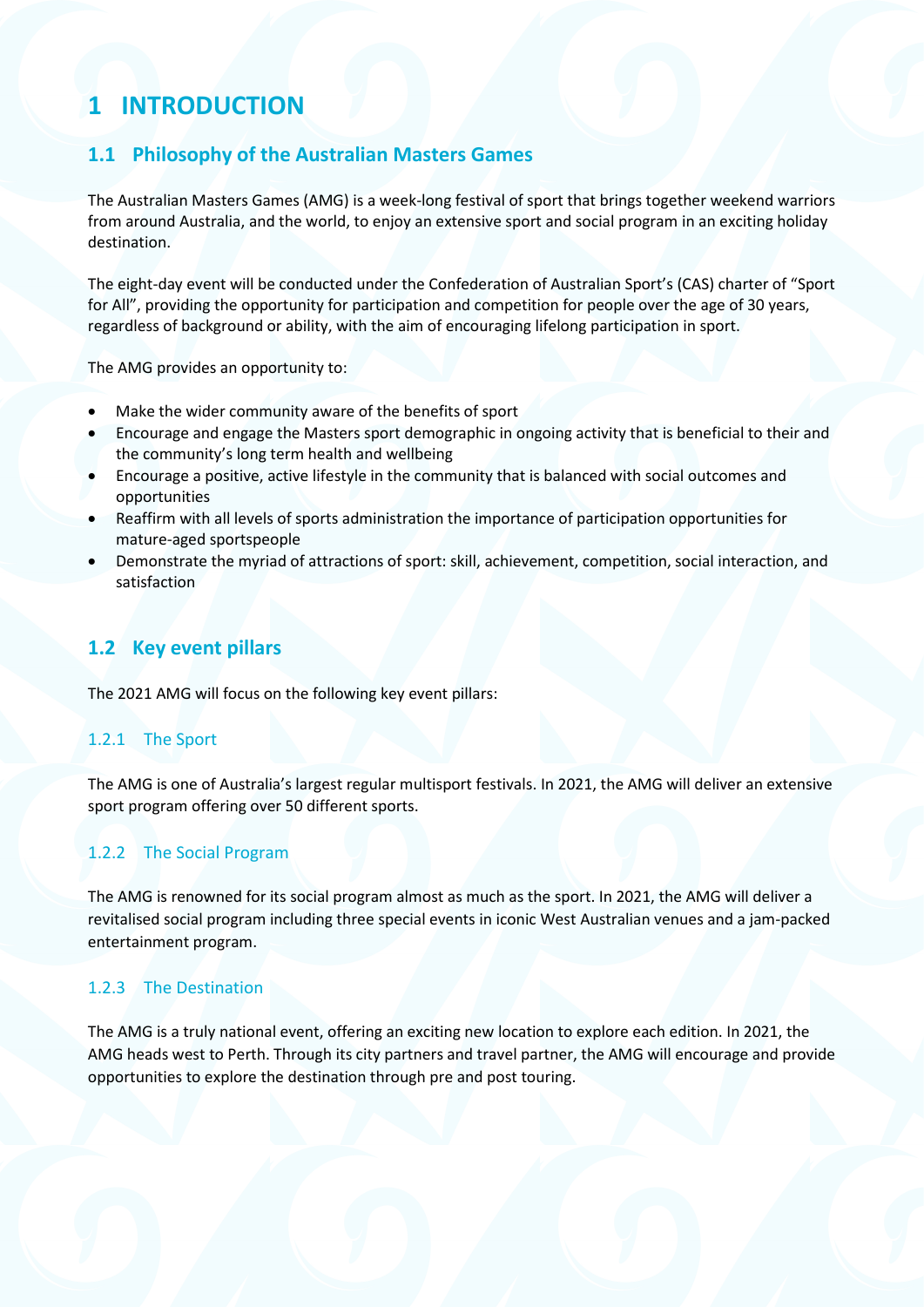# 1 INTRODUCTION

## 1.1 Philosophy of the Australian Masters Games

The Australian Masters Games (AMG) is a week-long festival of sport that brings together weekend warriors from around Australia, and the world, to enjoy an extensive sport and social program in an exciting holiday destination.

The eight-day event will be conducted under the Confederation of Australian Sport's (CAS) charter of "Sport for All", providing the opportunity for participation and competition for people over the age of 30 years, regardless of background or ability, with the aim of encouraging lifelong participation in sport.

The AMG provides an opportunity to:

- Make the wider community aware of the benefits of sport
- Encourage and engage the Masters sport demographic in ongoing activity that is beneficial to their and the community's long term health and wellbeing
- Encourage a positive, active lifestyle in the community that is balanced with social outcomes and opportunities
- Reaffirm with all levels of sports administration the importance of participation opportunities for mature-aged sportspeople
- Demonstrate the myriad of attractions of sport: skill, achievement, competition, social interaction, and satisfaction

## 1.2 Key event pillars

The 2021 AMG will focus on the following key event pillars:

### 1.2.1 The Sport

The AMG is one of Australia's largest regular multisport festivals. In 2021, the AMG will deliver an extensive sport program offering over 50 different sports.

### 1.2.2 The Social Program

The AMG is renowned for its social program almost as much as the sport. In 2021, the AMG will deliver a revitalised social program including three special events in iconic West Australian venues and a jam-packed entertainment program.

### 1.2.3 The Destination

The AMG is a truly national event, offering an exciting new location to explore each edition. In 2021, the AMG heads west to Perth. Through its city partners and travel partner, the AMG will encourage and provide opportunities to explore the destination through pre and post touring.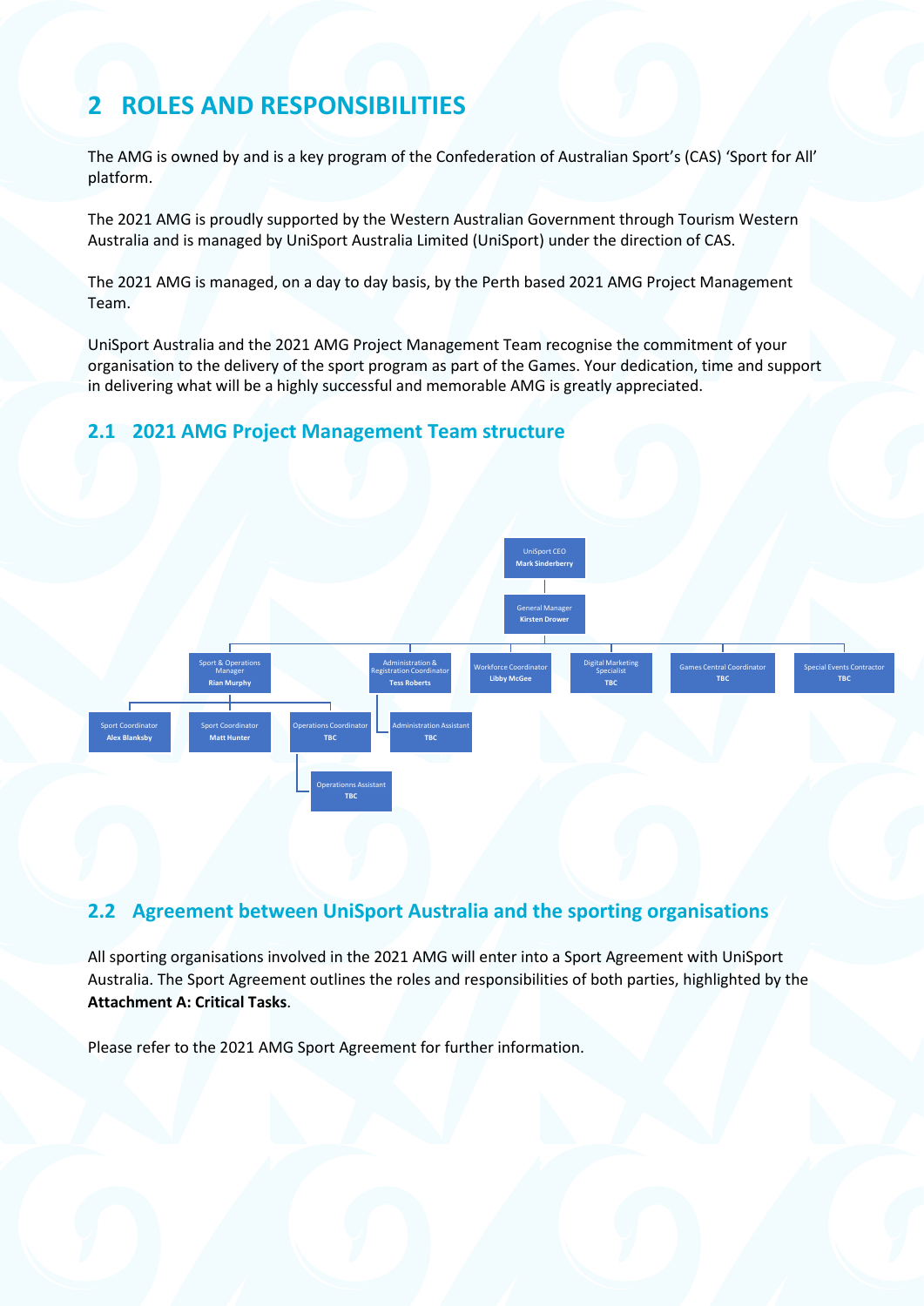# 2 ROLES AND RESPONSIBILITIES

The AMG is owned by and is a key program of the Confederation of Australian Sport's (CAS) 'Sport for All' platform.

The 2021 AMG is proudly supported by the Western Australian Government through Tourism Western Australia and is managed by UniSport Australia Limited (UniSport) under the direction of CAS.

The 2021 AMG is managed, on a day to day basis, by the Perth based 2021 AMG Project Management Team.

UniSport Australia and the 2021 AMG Project Management Team recognise the commitment of your organisation to the delivery of the sport program as part of the Games. Your dedication, time and support in delivering what will be a highly successful and memorable AMG is greatly appreciated.

## 2.1 2021 AMG Project Management Team structure

- UniSport CEO – **Mark Sinderberry**
  - General Manager – **Kirsten Drower**
    - Sport & Operations Manager – **Rian Murphy**
      - Sport Coordinator – **Alex Blanksby**
      - Sport Coordinator – **Matt Hunter**
      - Operations Coordinator – **TBC**
        - Operationns Assistant – **TBC**
    - Administration & Registration Coordinator – **Tess Roberts**
      - Administration Assistant – **TBC**
    - Workforce Coordinator – **Libby McGee**
    - Digital Marketing Specialist – **TBC**
    - Games Central Coordinator – **TBC**
    - Special Events Contractor – **TBC**

## 2.2 Agreement between UniSport Australia and the sporting organisations

All sporting organisations involved in the 2021 AMG will enter into a Sport Agreement with UniSport Australia. The Sport Agreement outlines the roles and responsibilities of both parties, highlighted by the **Attachment A: Critical Tasks**.

Please refer to the 2021 AMG Sport Agreement for further information.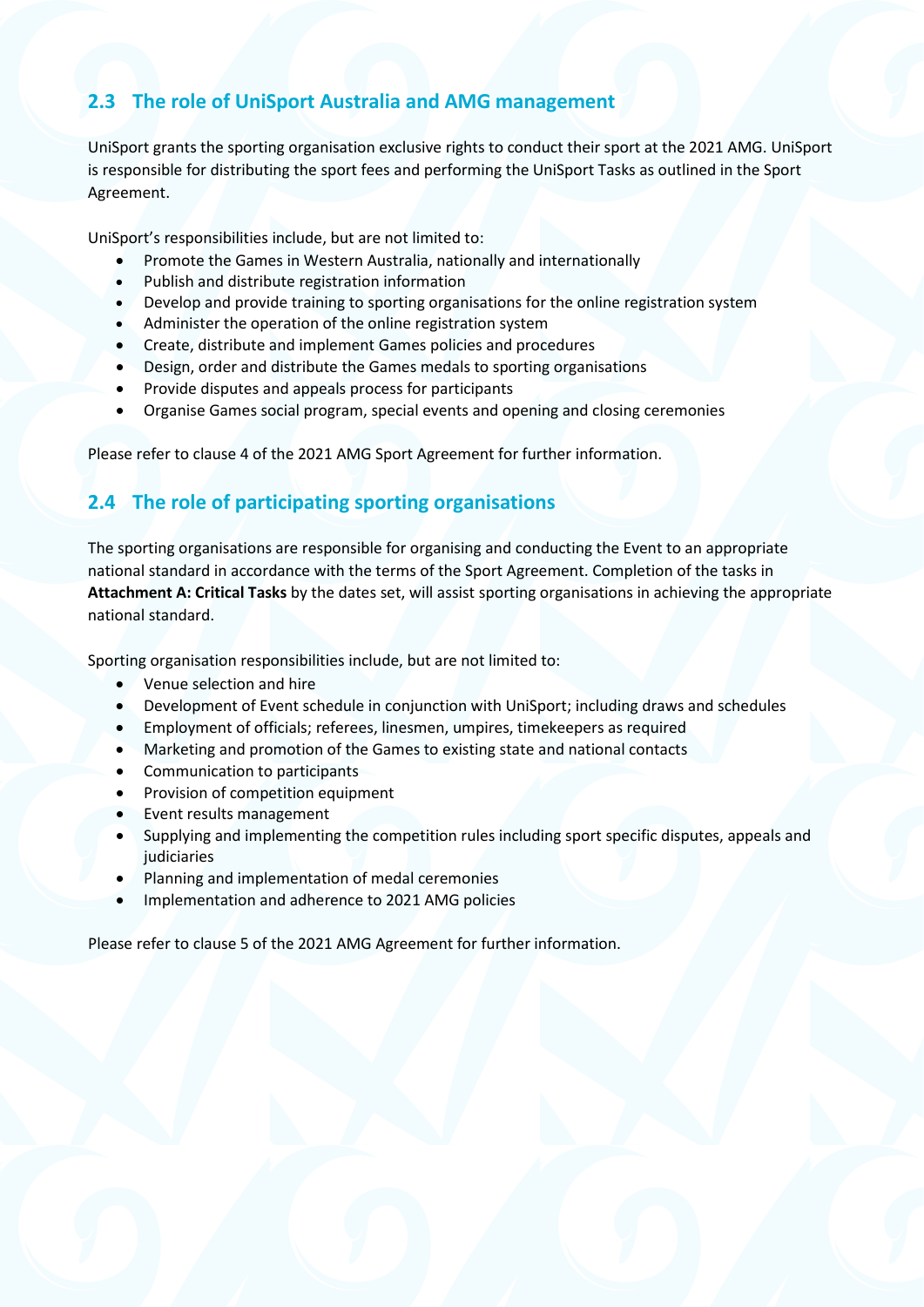## 2.3 The role of UniSport Australia and AMG management

UniSport grants the sporting organisation exclusive rights to conduct their sport at the 2021 AMG. UniSport is responsible for distributing the sport fees and performing the UniSport Tasks as outlined in the Sport Agreement.

UniSport's responsibilities include, but are not limited to:

- Promote the Games in Western Australia, nationally and internationally
- Publish and distribute registration information
- Develop and provide training to sporting organisations for the online registration system
- Administer the operation of the online registration system
- Create, distribute and implement Games policies and procedures
- Design, order and distribute the Games medals to sporting organisations
- Provide disputes and appeals process for participants
- Organise Games social program, special events and opening and closing ceremonies

Please refer to clause 4 of the 2021 AMG Sport Agreement for further information.

## 2.4 The role of participating sporting organisations

The sporting organisations are responsible for organising and conducting the Event to an appropriate national standard in accordance with the terms of the Sport Agreement. Completion of the tasks in **Attachment A: Critical Tasks** by the dates set, will assist sporting organisations in achieving the appropriate national standard.

Sporting organisation responsibilities include, but are not limited to:

- Venue selection and hire
- Development of Event schedule in conjunction with UniSport; including draws and schedules
- Employment of officials; referees, linesmen, umpires, timekeepers as required
- Marketing and promotion of the Games to existing state and national contacts
- Communication to participants
- Provision of competition equipment
- Event results management
- Supplying and implementing the competition rules including sport specific disputes, appeals and judiciaries
- Planning and implementation of medal ceremonies
- Implementation and adherence to 2021 AMG policies

Please refer to clause 5 of the 2021 AMG Agreement for further information.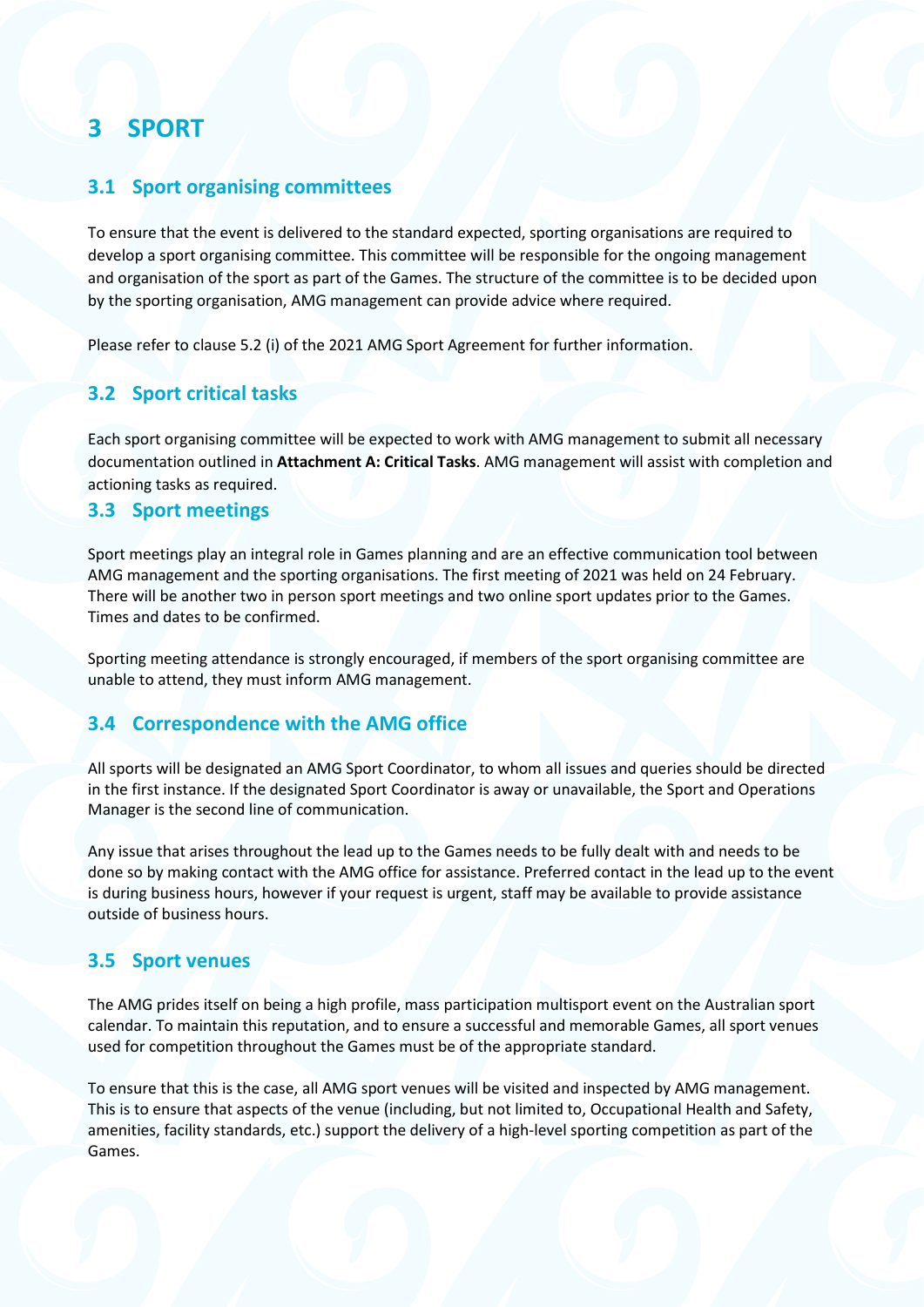# 3 SPORT

## 3.1 Sport organising committees

To ensure that the event is delivered to the standard expected, sporting organisations are required to develop a sport organising committee. This committee will be responsible for the ongoing management and organisation of the sport as part of the Games. The structure of the committee is to be decided upon by the sporting organisation, AMG management can provide advice where required.

Please refer to clause 5.2 (i) of the 2021 AMG Sport Agreement for further information.

## 3.2 Sport critical tasks

Each sport organising committee will be expected to work with AMG management to submit all necessary documentation outlined in **Attachment A: Critical Tasks**. AMG management will assist with completion and actioning tasks as required.

## 3.3 Sport meetings

Sport meetings play an integral role in Games planning and are an effective communication tool between AMG management and the sporting organisations. The first meeting of 2021 was held on 24 February. There will be another two in person sport meetings and two online sport updates prior to the Games. Times and dates to be confirmed.

Sporting meeting attendance is strongly encouraged, if members of the sport organising committee are unable to attend, they must inform AMG management.

## 3.4 Correspondence with the AMG office

All sports will be designated an AMG Sport Coordinator, to whom all issues and queries should be directed in the first instance. If the designated Sport Coordinator is away or unavailable, the Sport and Operations Manager is the second line of communication.

Any issue that arises throughout the lead up to the Games needs to be fully dealt with and needs to be done so by making contact with the AMG office for assistance. Preferred contact in the lead up to the event is during business hours, however if your request is urgent, staff may be available to provide assistance outside of business hours.

## 3.5 Sport venues

The AMG prides itself on being a high profile, mass participation multisport event on the Australian sport calendar. To maintain this reputation, and to ensure a successful and memorable Games, all sport venues used for competition throughout the Games must be of the appropriate standard.

To ensure that this is the case, all AMG sport venues will be visited and inspected by AMG management. This is to ensure that aspects of the venue (including, but not limited to, Occupational Health and Safety, amenities, facility standards, etc.) support the delivery of a high-level sporting competition as part of the Games.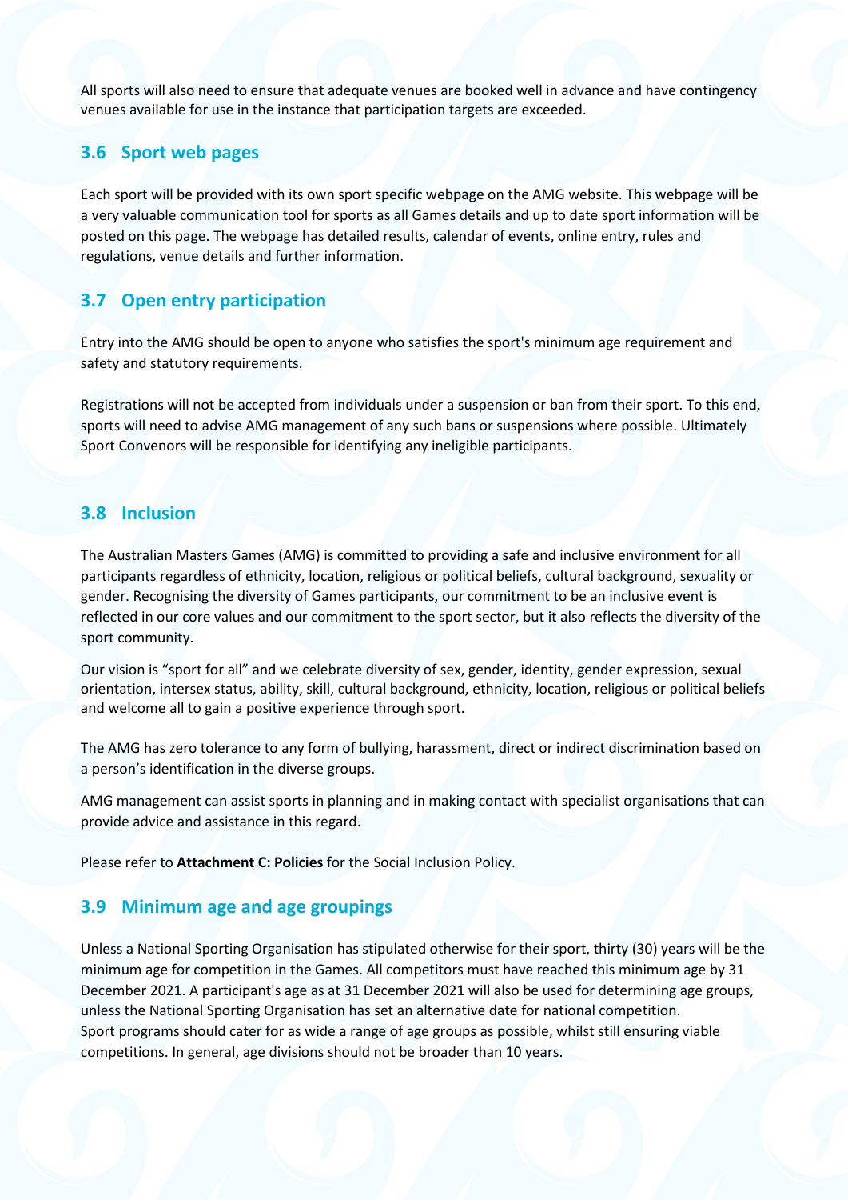All sports will also need to ensure that adequate venues are booked well in advance and have contingency venues available for use in the instance that participation targets are exceeded.

## 3.6 Sport web pages

Each sport will be provided with its own sport specific webpage on the AMG website. This webpage will be a very valuable communication tool for sports as all Games details and up to date sport information will be posted on this page. The webpage has detailed results, calendar of events, online entry, rules and regulations, venue details and further information.

## 3.7 Open entry participation

Entry into the AMG should be open to anyone who satisfies the sport's minimum age requirement and safety and statutory requirements.

Registrations will not be accepted from individuals under a suspension or ban from their sport. To this end, sports will need to advise AMG management of any such bans or suspensions where possible. Ultimately Sport Convenors will be responsible for identifying any ineligible participants.

## 3.8 Inclusion

The Australian Masters Games (AMG) is committed to providing a safe and inclusive environment for all participants regardless of ethnicity, location, religious or political beliefs, cultural background, sexuality or gender. Recognising the diversity of Games participants, our commitment to be an inclusive event is reflected in our core values and our commitment to the sport sector, but it also reflects the diversity of the sport community.

Our vision is “sport for all” and we celebrate diversity of sex, gender, identity, gender expression, sexual orientation, intersex status, ability, skill, cultural background, ethnicity, location, religious or political beliefs and welcome all to gain a positive experience through sport.

The AMG has zero tolerance to any form of bullying, harassment, direct or indirect discrimination based on a person’s identification in the diverse groups.

AMG management can assist sports in planning and in making contact with specialist organisations that can provide advice and assistance in this regard.

Please refer to **Attachment C: Policies** for the Social Inclusion Policy.

## 3.9 Minimum age and age groupings

Unless a National Sporting Organisation has stipulated otherwise for their sport, thirty (30) years will be the minimum age for competition in the Games. All competitors must have reached this minimum age by 31 December 2021. A participant's age as at 31 December 2021 will also be used for determining age groups, unless the National Sporting Organisation has set an alternative date for national competition.
Sport programs should cater for as wide a range of age groups as possible, whilst still ensuring viable competitions. In general, age divisions should not be broader than 10 years.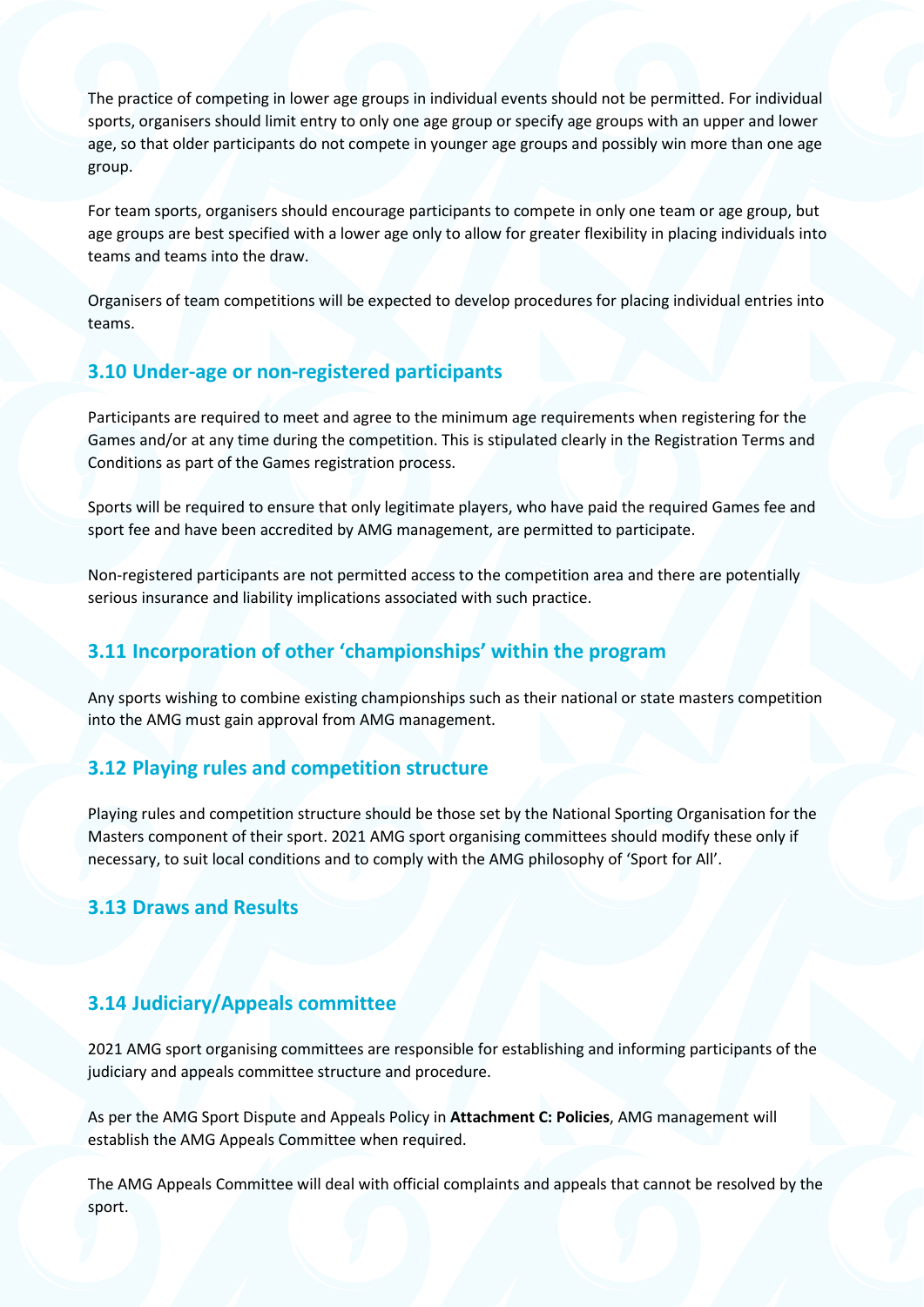The practice of competing in lower age groups in individual events should not be permitted. For individual sports, organisers should limit entry to only one age group or specify age groups with an upper and lower age, so that older participants do not compete in younger age groups and possibly win more than one age group.

For team sports, organisers should encourage participants to compete in only one team or age group, but age groups are best specified with a lower age only to allow for greater flexibility in placing individuals into teams and teams into the draw.

Organisers of team competitions will be expected to develop procedures for placing individual entries into teams.

## 3.10 Under-age or non-registered participants

Participants are required to meet and agree to the minimum age requirements when registering for the Games and/or at any time during the competition. This is stipulated clearly in the Registration Terms and Conditions as part of the Games registration process.

Sports will be required to ensure that only legitimate players, who have paid the required Games fee and sport fee and have been accredited by AMG management, are permitted to participate.

Non-registered participants are not permitted access to the competition area and there are potentially serious insurance and liability implications associated with such practice.

## 3.11 Incorporation of other 'championships' within the program

Any sports wishing to combine existing championships such as their national or state masters competition into the AMG must gain approval from AMG management.

## 3.12 Playing rules and competition structure

Playing rules and competition structure should be those set by the National Sporting Organisation for the Masters component of their sport. 2021 AMG sport organising committees should modify these only if necessary, to suit local conditions and to comply with the AMG philosophy of 'Sport for All'.

## 3.13 Draws and Results

## 3.14 Judiciary/Appeals committee

2021 AMG sport organising committees are responsible for establishing and informing participants of the judiciary and appeals committee structure and procedure.

As per the AMG Sport Dispute and Appeals Policy in **Attachment C: Policies**, AMG management will establish the AMG Appeals Committee when required.

The AMG Appeals Committee will deal with official complaints and appeals that cannot be resolved by the sport.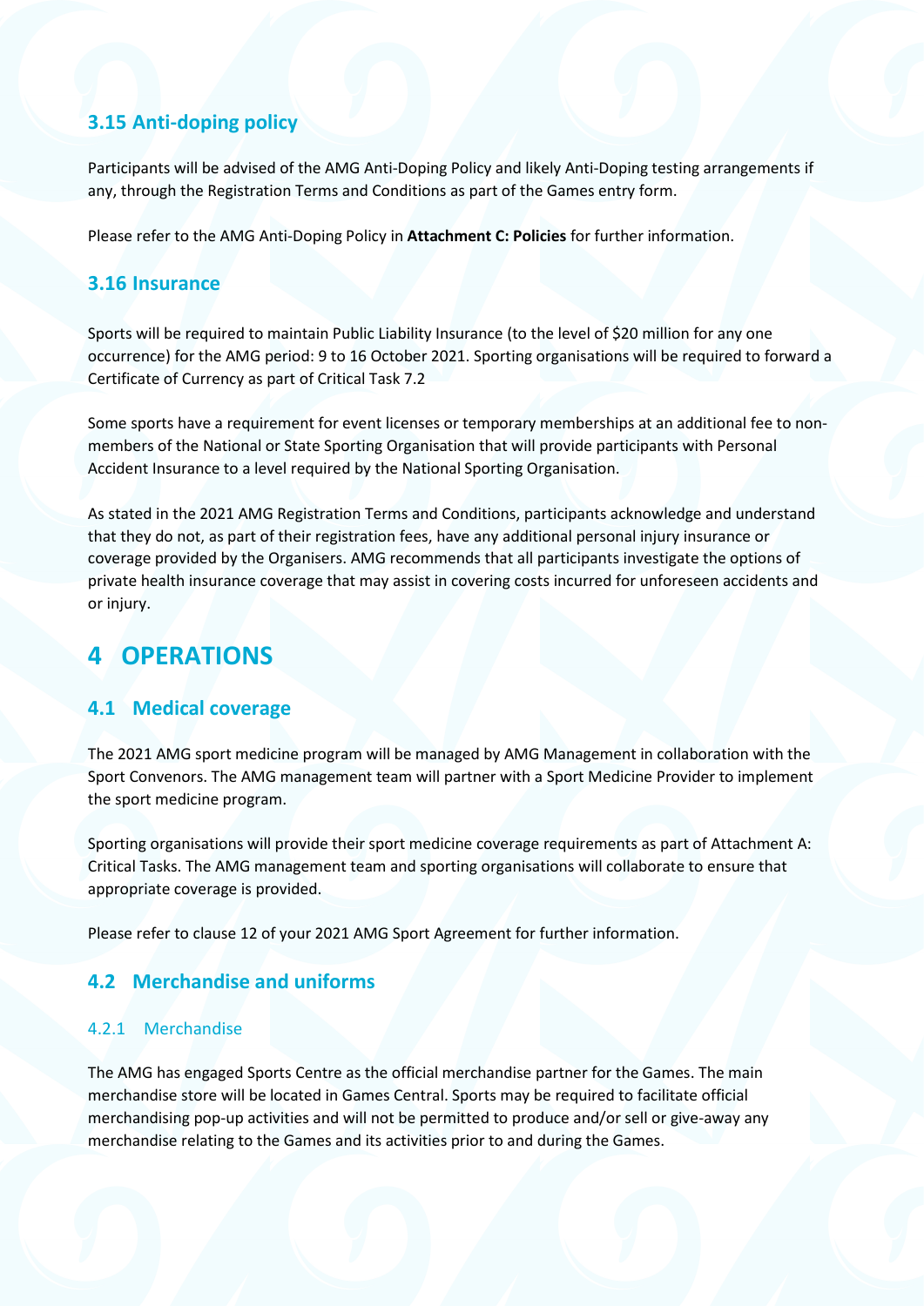### 3.15 Anti-doping policy

Participants will be advised of the AMG Anti-Doping Policy and likely Anti-Doping testing arrangements if any, through the Registration Terms and Conditions as part of the Games entry form.

Please refer to the AMG Anti-Doping Policy in **Attachment C: Policies** for further information.

### 3.16 Insurance

Sports will be required to maintain Public Liability Insurance (to the level of $20 million for any one occurrence) for the AMG period: 9 to 16 October 2021. Sporting organisations will be required to forward a Certificate of Currency as part of Critical Task 7.2

Some sports have a requirement for event licenses or temporary memberships at an additional fee to non-members of the National or State Sporting Organisation that will provide participants with Personal Accident Insurance to a level required by the National Sporting Organisation.

As stated in the 2021 AMG Registration Terms and Conditions, participants acknowledge and understand that they do not, as part of their registration fees, have any additional personal injury insurance or coverage provided by the Organisers. AMG recommends that all participants investigate the options of private health insurance coverage that may assist in covering costs incurred for unforeseen accidents and or injury.

# 4 OPERATIONS

## 4.1 Medical coverage

The 2021 AMG sport medicine program will be managed by AMG Management in collaboration with the Sport Convenors. The AMG management team will partner with a Sport Medicine Provider to implement the sport medicine program.

Sporting organisations will provide their sport medicine coverage requirements as part of Attachment A: Critical Tasks. The AMG management team and sporting organisations will collaborate to ensure that appropriate coverage is provided.

Please refer to clause 12 of your 2021 AMG Sport Agreement for further information.

## 4.2 Merchandise and uniforms

### 4.2.1 Merchandise

The AMG has engaged Sports Centre as the official merchandise partner for the Games. The main merchandise store will be located in Games Central. Sports may be required to facilitate official merchandising pop-up activities and will not be permitted to produce and/or sell or give-away any merchandise relating to the Games and its activities prior to and during the Games.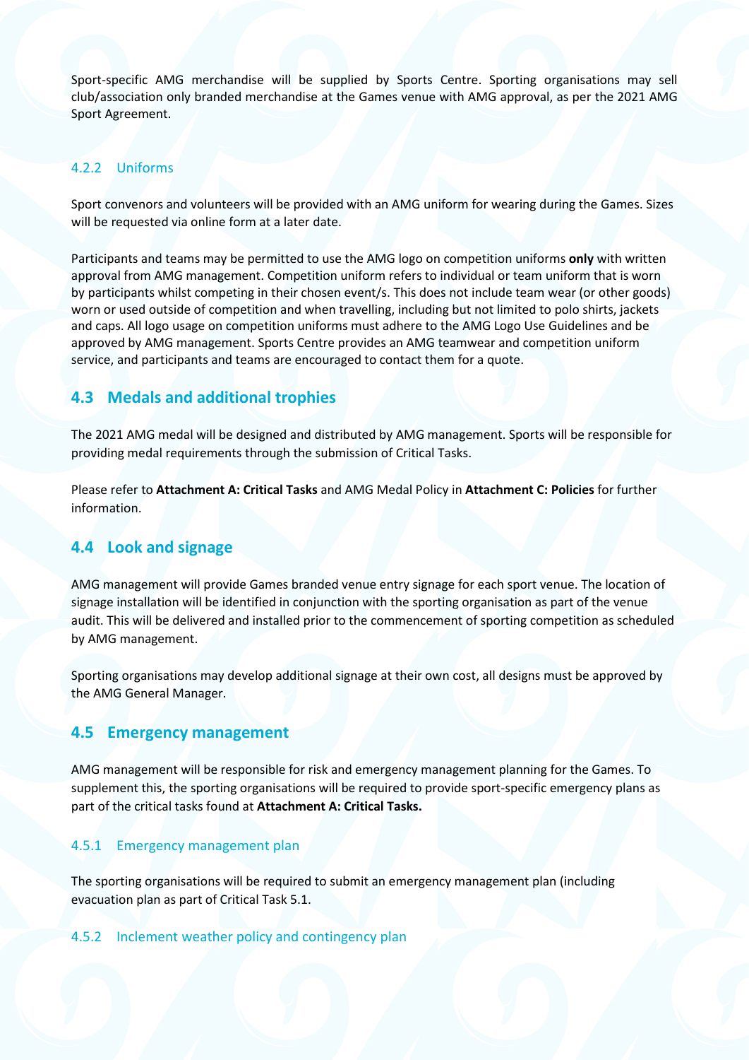Sport-specific AMG merchandise will be supplied by Sports Centre. Sporting organisations may sell club/association only branded merchandise at the Games venue with AMG approval, as per the 2021 AMG Sport Agreement.

### 4.2.2 Uniforms

Sport convenors and volunteers will be provided with an AMG uniform for wearing during the Games. Sizes will be requested via online form at a later date.

Participants and teams may be permitted to use the AMG logo on competition uniforms **only** with written approval from AMG management. Competition uniform refers to individual or team uniform that is worn by participants whilst competing in their chosen event/s. This does not include team wear (or other goods) worn or used outside of competition and when travelling, including but not limited to polo shirts, jackets and caps. All logo usage on competition uniforms must adhere to the AMG Logo Use Guidelines and be approved by AMG management. Sports Centre provides an AMG teamwear and competition uniform service, and participants and teams are encouraged to contact them for a quote.

## 4.3 Medals and additional trophies

The 2021 AMG medal will be designed and distributed by AMG management. Sports will be responsible for providing medal requirements through the submission of Critical Tasks.

Please refer to **Attachment A: Critical Tasks** and AMG Medal Policy in **Attachment C: Policies** for further information.

## 4.4 Look and signage

AMG management will provide Games branded venue entry signage for each sport venue. The location of signage installation will be identified in conjunction with the sporting organisation as part of the venue audit. This will be delivered and installed prior to the commencement of sporting competition as scheduled by AMG management.

Sporting organisations may develop additional signage at their own cost, all designs must be approved by the AMG General Manager.

## 4.5 Emergency management

AMG management will be responsible for risk and emergency management planning for the Games. To supplement this, the sporting organisations will be required to provide sport-specific emergency plans as part of the critical tasks found at **Attachment A: Critical Tasks.**

### 4.5.1 Emergency management plan

The sporting organisations will be required to submit an emergency management plan (including evacuation plan as part of Critical Task 5.1.

### 4.5.2 Inclement weather policy and contingency plan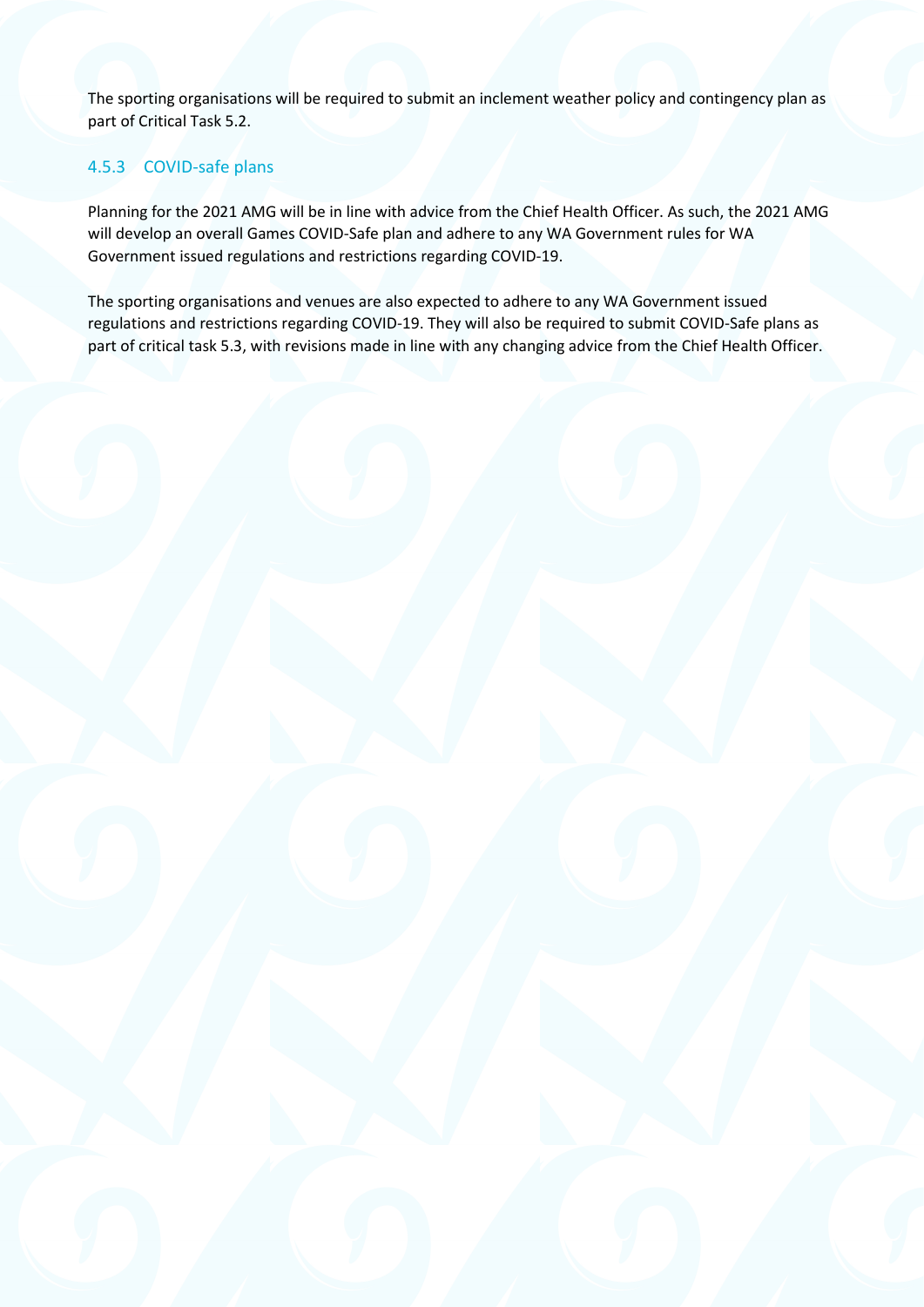The sporting organisations will be required to submit an inclement weather policy and contingency plan as part of Critical Task 5.2.

### 4.5.3 COVID-safe plans

Planning for the 2021 AMG will be in line with advice from the Chief Health Officer. As such, the 2021 AMG will develop an overall Games COVID-Safe plan and adhere to any WA Government rules for WA Government issued regulations and restrictions regarding COVID-19.

The sporting organisations and venues are also expected to adhere to any WA Government issued regulations and restrictions regarding COVID-19. They will also be required to submit COVID-Safe plans as part of critical task 5.3, with revisions made in line with any changing advice from the Chief Health Officer.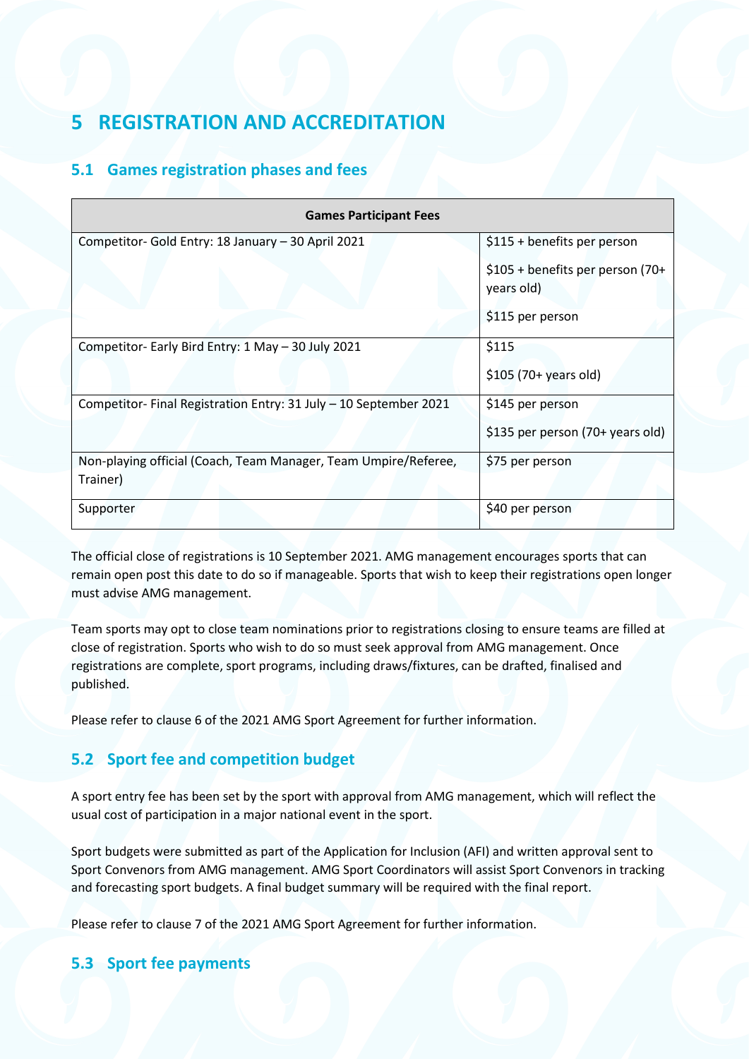# 5 REGISTRATION AND ACCREDITATION

## 5.1 Games registration phases and fees

| Games Participant Fees | |
|---|---|
| Competitor- Gold Entry: 18 January – 30 April 2021 | $115 + benefits per person<br>$105 + benefits per person (70+ years old)<br>$115 per person |
| Competitor- Early Bird Entry: 1 May – 30 July 2021 | $115<br>$105 (70+ years old) |
| Competitor- Final Registration Entry: 31 July – 10 September 2021 | $145 per person<br>$135 per person (70+ years old) |
| Non-playing official (Coach, Team Manager, Team Umpire/Referee, Trainer) | $75 per person |
| Supporter | $40 per person |

The official close of registrations is 10 September 2021. AMG management encourages sports that can remain open post this date to do so if manageable. Sports that wish to keep their registrations open longer must advise AMG management.

Team sports may opt to close team nominations prior to registrations closing to ensure teams are filled at close of registration. Sports who wish to do so must seek approval from AMG management. Once registrations are complete, sport programs, including draws/fixtures, can be drafted, finalised and published.

Please refer to clause 6 of the 2021 AMG Sport Agreement for further information.

## 5.2 Sport fee and competition budget

A sport entry fee has been set by the sport with approval from AMG management, which will reflect the usual cost of participation in a major national event in the sport.

Sport budgets were submitted as part of the Application for Inclusion (AFI) and written approval sent to Sport Convenors from AMG management. AMG Sport Coordinators will assist Sport Convenors in tracking and forecasting sport budgets. A final budget summary will be required with the final report.

Please refer to clause 7 of the 2021 AMG Sport Agreement for further information.

## 5.3 Sport fee payments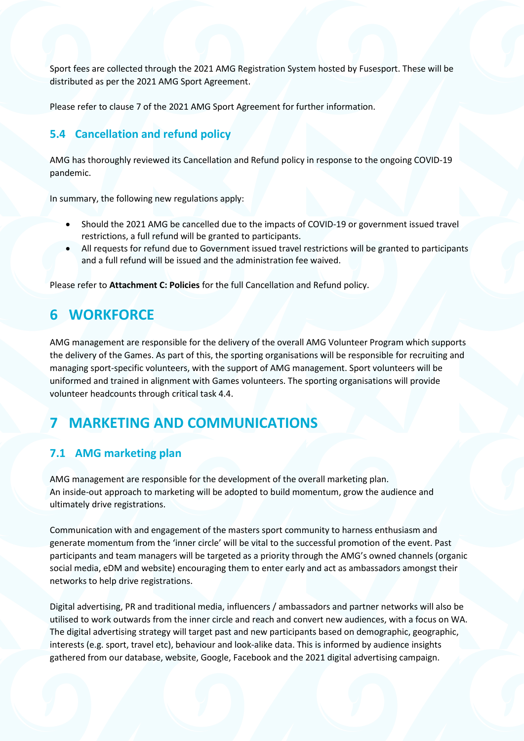Sport fees are collected through the 2021 AMG Registration System hosted by Fusesport. These will be distributed as per the 2021 AMG Sport Agreement.

Please refer to clause 7 of the 2021 AMG Sport Agreement for further information.

### 5.4 Cancellation and refund policy

AMG has thoroughly reviewed its Cancellation and Refund policy in response to the ongoing COVID-19 pandemic.

In summary, the following new regulations apply:

- Should the 2021 AMG be cancelled due to the impacts of COVID-19 or government issued travel restrictions, a full refund will be granted to participants.
- All requests for refund due to Government issued travel restrictions will be granted to participants and a full refund will be issued and the administration fee waived.

Please refer to **Attachment C: Policies** for the full Cancellation and Refund policy.

## 6 WORKFORCE

AMG management are responsible for the delivery of the overall AMG Volunteer Program which supports the delivery of the Games. As part of this, the sporting organisations will be responsible for recruiting and managing sport-specific volunteers, with the support of AMG management. Sport volunteers will be uniformed and trained in alignment with Games volunteers. The sporting organisations will provide volunteer headcounts through critical task 4.4.

## 7 MARKETING AND COMMUNICATIONS

### 7.1 AMG marketing plan

AMG management are responsible for the development of the overall marketing plan.
An inside-out approach to marketing will be adopted to build momentum, grow the audience and ultimately drive registrations.

Communication with and engagement of the masters sport community to harness enthusiasm and generate momentum from the 'inner circle' will be vital to the successful promotion of the event. Past participants and team managers will be targeted as a priority through the AMG's owned channels (organic social media, eDM and website) encouraging them to enter early and act as ambassadors amongst their networks to help drive registrations.

Digital advertising, PR and traditional media, influencers / ambassadors and partner networks will also be utilised to work outwards from the inner circle and reach and convert new audiences, with a focus on WA. The digital advertising strategy will target past and new participants based on demographic, geographic, interests (e.g. sport, travel etc), behaviour and look-alike data. This is informed by audience insights gathered from our database, website, Google, Facebook and the 2021 digital advertising campaign.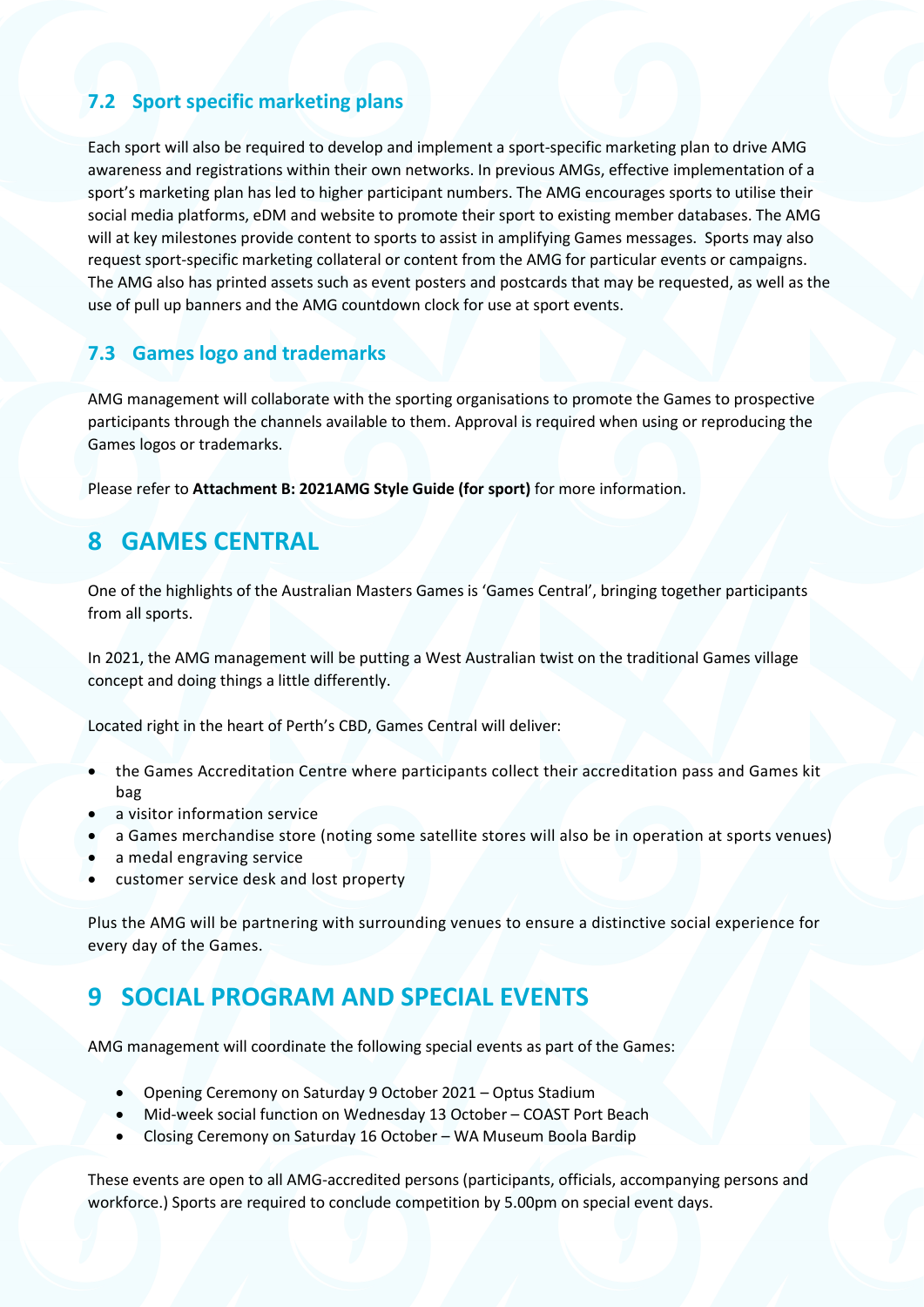### 7.2 Sport specific marketing plans

Each sport will also be required to develop and implement a sport-specific marketing plan to drive AMG awareness and registrations within their own networks. In previous AMGs, effective implementation of a sport's marketing plan has led to higher participant numbers. The AMG encourages sports to utilise their social media platforms, eDM and website to promote their sport to existing member databases. The AMG will at key milestones provide content to sports to assist in amplifying Games messages. Sports may also request sport-specific marketing collateral or content from the AMG for particular events or campaigns. The AMG also has printed assets such as event posters and postcards that may be requested, as well as the use of pull up banners and the AMG countdown clock for use at sport events.

### 7.3 Games logo and trademarks

AMG management will collaborate with the sporting organisations to promote the Games to prospective participants through the channels available to them. Approval is required when using or reproducing the Games logos or trademarks.

Please refer to **Attachment B: 2021AMG Style Guide (for sport)** for more information.

## 8 GAMES CENTRAL

One of the highlights of the Australian Masters Games is 'Games Central', bringing together participants from all sports.

In 2021, the AMG management will be putting a West Australian twist on the traditional Games village concept and doing things a little differently.

Located right in the heart of Perth's CBD, Games Central will deliver:

- the Games Accreditation Centre where participants collect their accreditation pass and Games kit bag
- a visitor information service
- a Games merchandise store (noting some satellite stores will also be in operation at sports venues)
- a medal engraving service
- customer service desk and lost property

Plus the AMG will be partnering with surrounding venues to ensure a distinctive social experience for every day of the Games.

## 9 SOCIAL PROGRAM AND SPECIAL EVENTS

AMG management will coordinate the following special events as part of the Games:

- Opening Ceremony on Saturday 9 October 2021 – Optus Stadium
- Mid-week social function on Wednesday 13 October – COAST Port Beach
- Closing Ceremony on Saturday 16 October – WA Museum Boola Bardip

These events are open to all AMG-accredited persons (participants, officials, accompanying persons and workforce.) Sports are required to conclude competition by 5.00pm on special event days.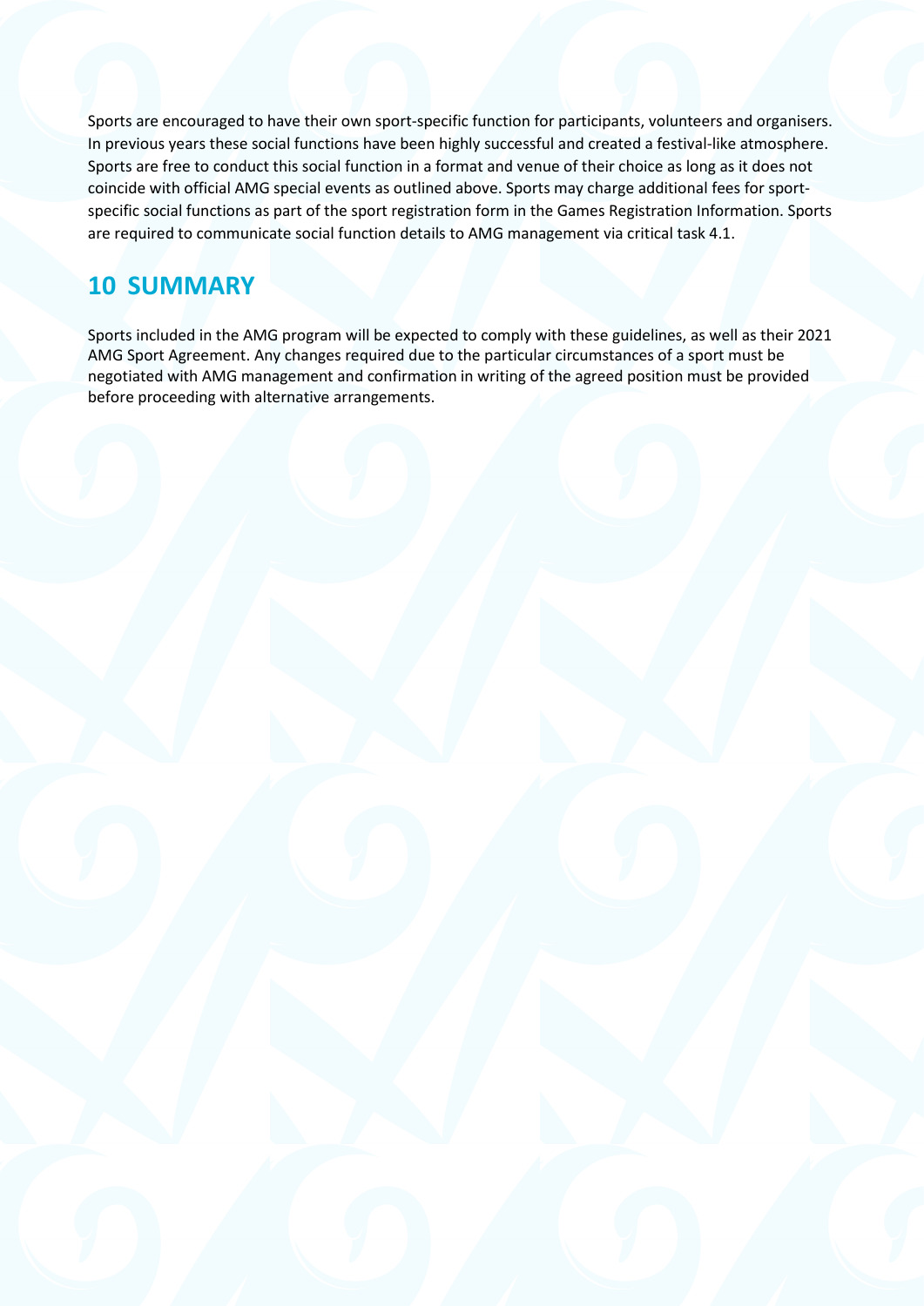Sports are encouraged to have their own sport-specific function for participants, volunteers and organisers. In previous years these social functions have been highly successful and created a festival-like atmosphere. Sports are free to conduct this social function in a format and venue of their choice as long as it does not coincide with official AMG special events as outlined above. Sports may charge additional fees for sport-specific social functions as part of the sport registration form in the Games Registration Information. Sports are required to communicate social function details to AMG management via critical task 4.1.

# 10 SUMMARY

Sports included in the AMG program will be expected to comply with these guidelines, as well as their 2021 AMG Sport Agreement. Any changes required due to the particular circumstances of a sport must be negotiated with AMG management and confirmation in writing of the agreed position must be provided before proceeding with alternative arrangements.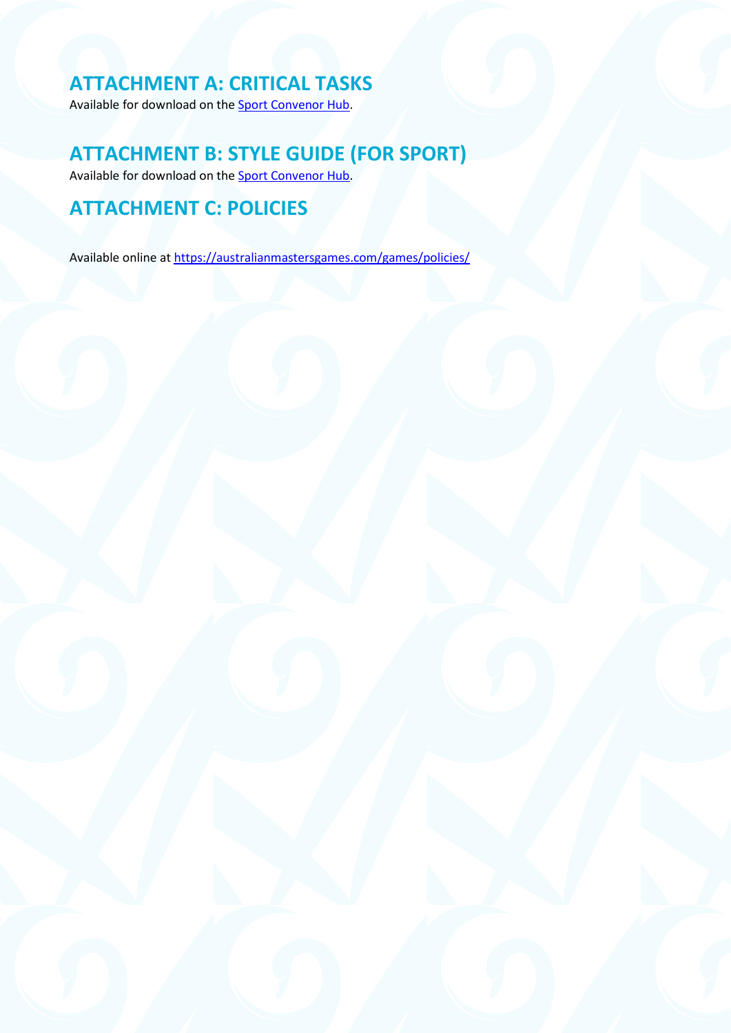## ATTACHMENT A: CRITICAL TASKS

Available for download on the Sport Convenor Hub.

## ATTACHMENT B: STYLE GUIDE (FOR SPORT)

Available for download on the Sport Convenor Hub.

## ATTACHMENT C: POLICIES

Available online at https://australianmastersgames.com/games/policies/